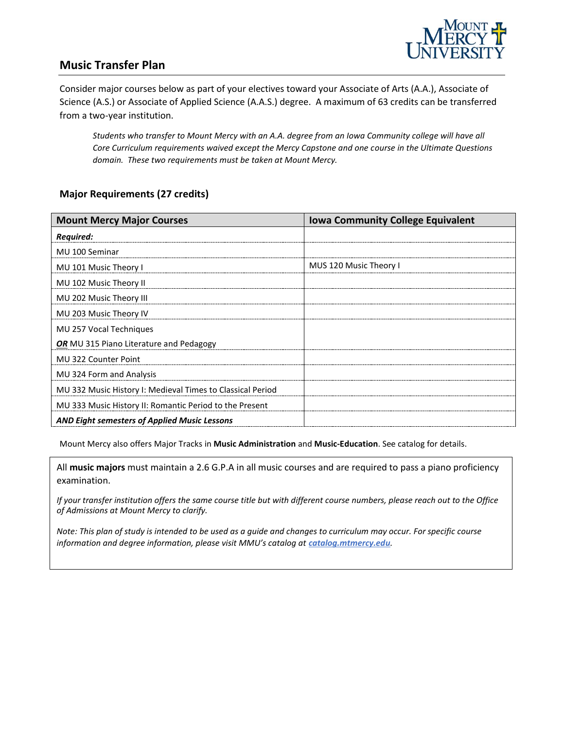## Music Transfer Plan

Consider major courses below as part of your electives toward your Associate of Arts (A.A.), Associate of Science (A.S.) or Associate of Applied Science (A.A.S.) degree. A maximum of 63 credits can be transferred from a two-year institution.

*Students who transfer to Mount Mercy with an A.A. degree from an Iowa Community college will have all Core Curriculum requirements waived except the Mercy Capstone and one course in the Ultimate Questions domain. These two requirements must be taken at Mount Mercy.*

### Major Requirements (27 credits)

| Mount Mercy Major Courses | Iowa Community College Equivalent |
|---|---|
| ***Required:*** | |
| MU 100 Seminar | |
| MU 101 Music Theory I | MUS 120 Music Theory I |
| MU 102 Music Theory II | |
| MU 202 Music Theory III | |
| MU 203 Music Theory IV | |
| MU 257 Vocal Techniques ***OR*** MU 315 Piano Literature and Pedagogy | |
| MU 322 Counter Point | |
| MU 324 Form and Analysis | |
| MU 332 Music History I: Medieval Times to Classical Period | |
| MU 333 Music History II: Romantic Period to the Present | |
| ***AND Eight semesters of Applied Music Lessons*** | |

Mount Mercy also offers Major Tracks in **Music Administration** and **Music-Education**. See catalog for details.

All **music majors** must maintain a 2.6 G.P.A in all music courses and are required to pass a piano proficiency examination.

*If your transfer institution offers the same course title but with different course numbers, please reach out to the Office of Admissions at Mount Mercy to clarify.*

*Note: This plan of study is intended to be used as a guide and changes to curriculum may occur. For specific course information and degree information, please visit MMU's catalog at [catalog.mtmercy.edu](catalog.mtmercy.edu).*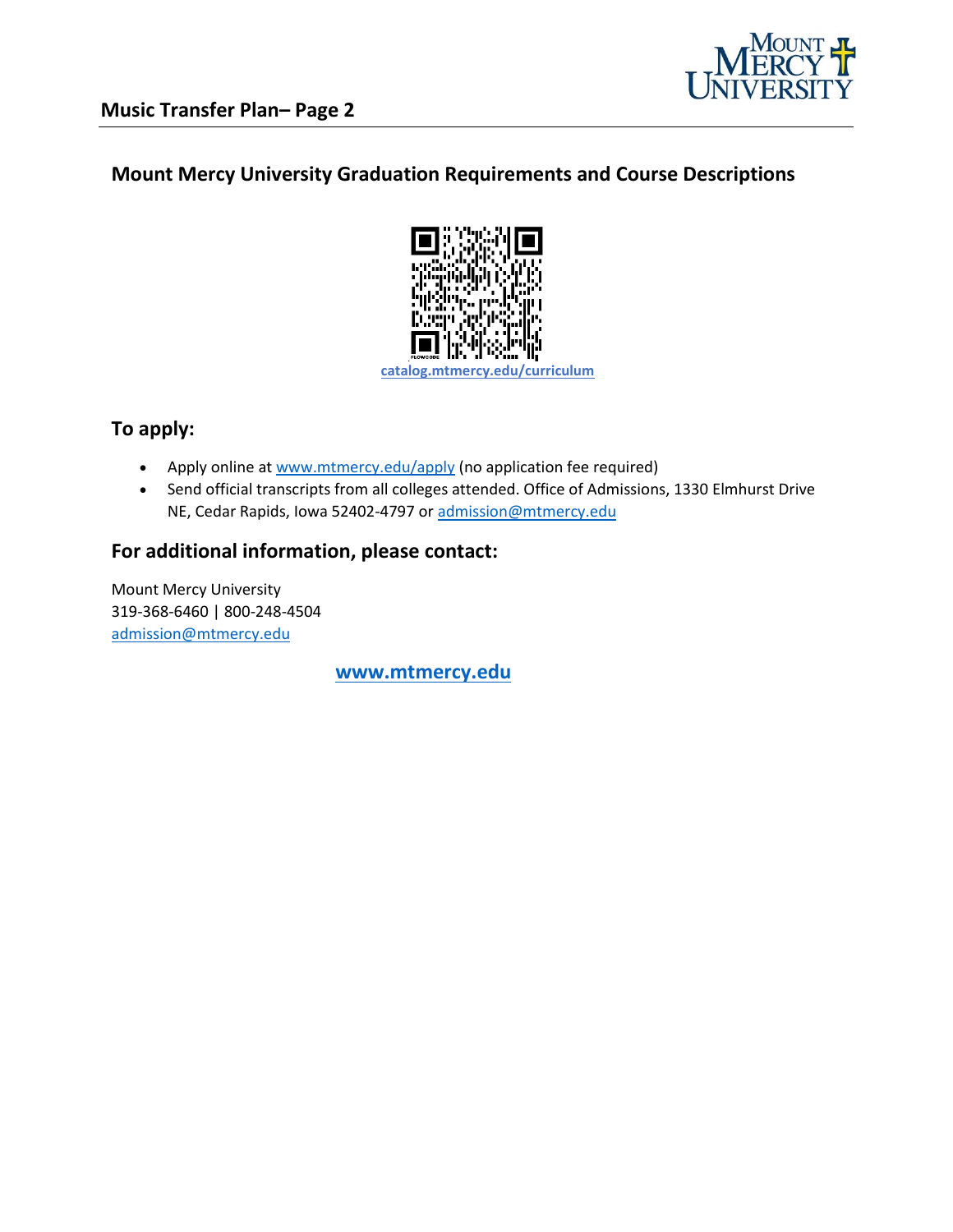## Mount Mercy University Graduation Requirements and Course Descriptions

catalog.mtmercy.edu/curriculum

## To apply:

- Apply online at www.mtmercy.edu/apply (no application fee required)
- Send official transcripts from all colleges attended. Office of Admissions, 1330 Elmhurst Drive NE, Cedar Rapids, Iowa 52402-4797 or admission@mtmercy.edu

## For additional information, please contact:

Mount Mercy University
319-368-6460 | 800-248-4504
admission@mtmercy.edu

**www.mtmercy.edu**